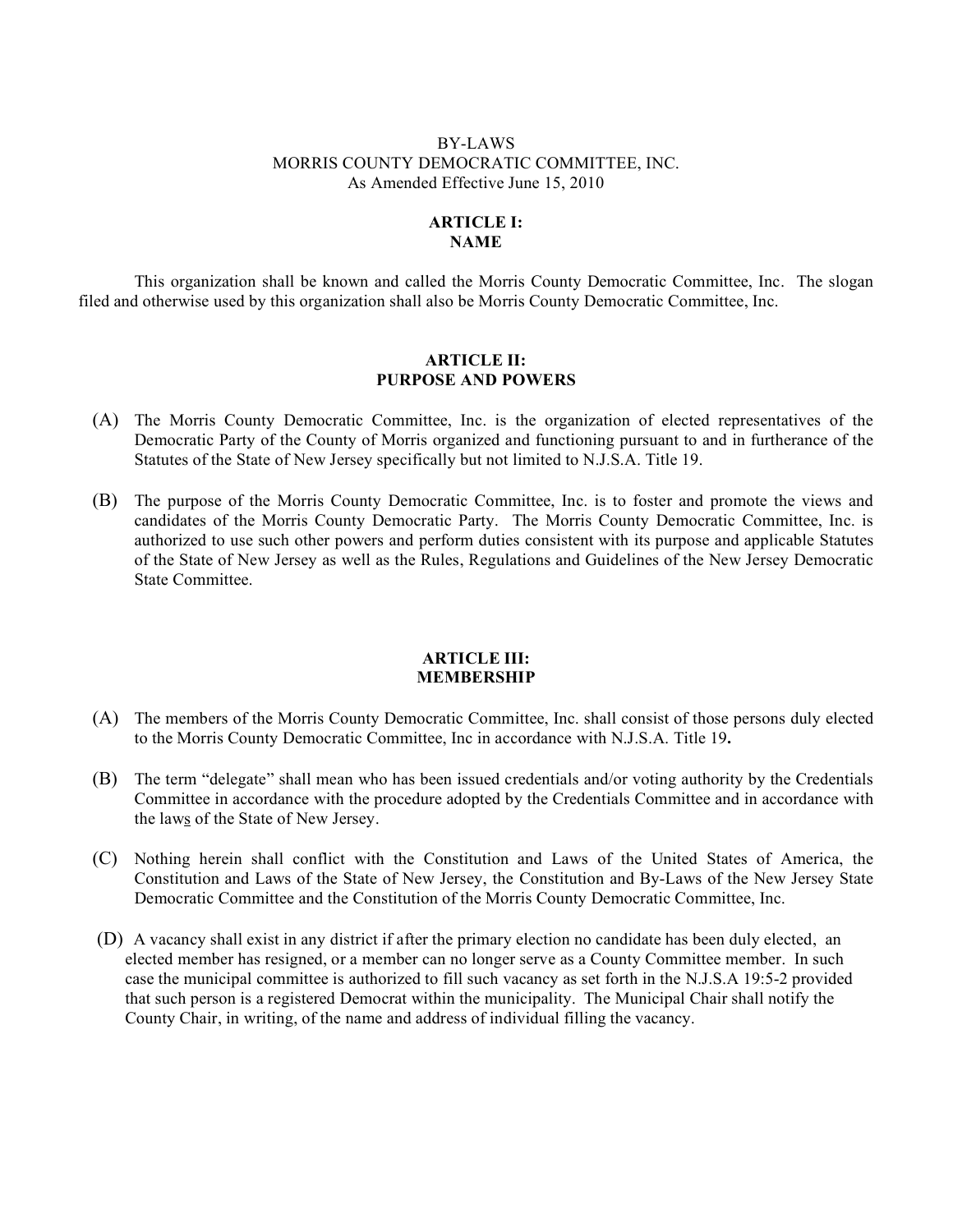BY-LAWS

MORRIS COUNTY DEMOCRATIC COMMITTEE, INC.

As Amended Effective June 15, 2010

## ARTICLE I: NAME

This organization shall be known and called the Morris County Democratic Committee, Inc. The slogan filed and otherwise used by this organization shall also be Morris County Democratic Committee, Inc.

## ARTICLE II: PURPOSE AND POWERS

(A) The Morris County Democratic Committee, Inc. is the organization of elected representatives of the Democratic Party of the County of Morris organized and functioning pursuant to and in furtherance of the Statutes of the State of New Jersey specifically but not limited to N.J.S.A. Title 19.

(B) The purpose of the Morris County Democratic Committee, Inc. is to foster and promote the views and candidates of the Morris County Democratic Party. The Morris County Democratic Committee, Inc. is authorized to use such other powers and perform duties consistent with its purpose and applicable Statutes of the State of New Jersey as well as the Rules, Regulations and Guidelines of the New Jersey Democratic State Committee.

## ARTICLE III: MEMBERSHIP

(A) The members of the Morris County Democratic Committee, Inc. shall consist of those persons duly elected to the Morris County Democratic Committee, Inc in accordance with N.J.S.A. Title 19**.**

(B) The term "delegate" shall mean who has been issued credentials and/or voting authority by the Credentials Committee in accordance with the procedure adopted by the Credentials Committee and in accordance with the laws of the State of New Jersey.

(C) Nothing herein shall conflict with the Constitution and Laws of the United States of America, the Constitution and Laws of the State of New Jersey, the Constitution and By-Laws of the New Jersey State Democratic Committee and the Constitution of the Morris County Democratic Committee, Inc.

(D) A vacancy shall exist in any district if after the primary election no candidate has been duly elected, an elected member has resigned, or a member can no longer serve as a County Committee member. In such case the municipal committee is authorized to fill such vacancy as set forth in the N.J.S.A 19:5-2 provided that such person is a registered Democrat within the municipality. The Municipal Chair shall notify the County Chair, in writing, of the name and address of individual filling the vacancy.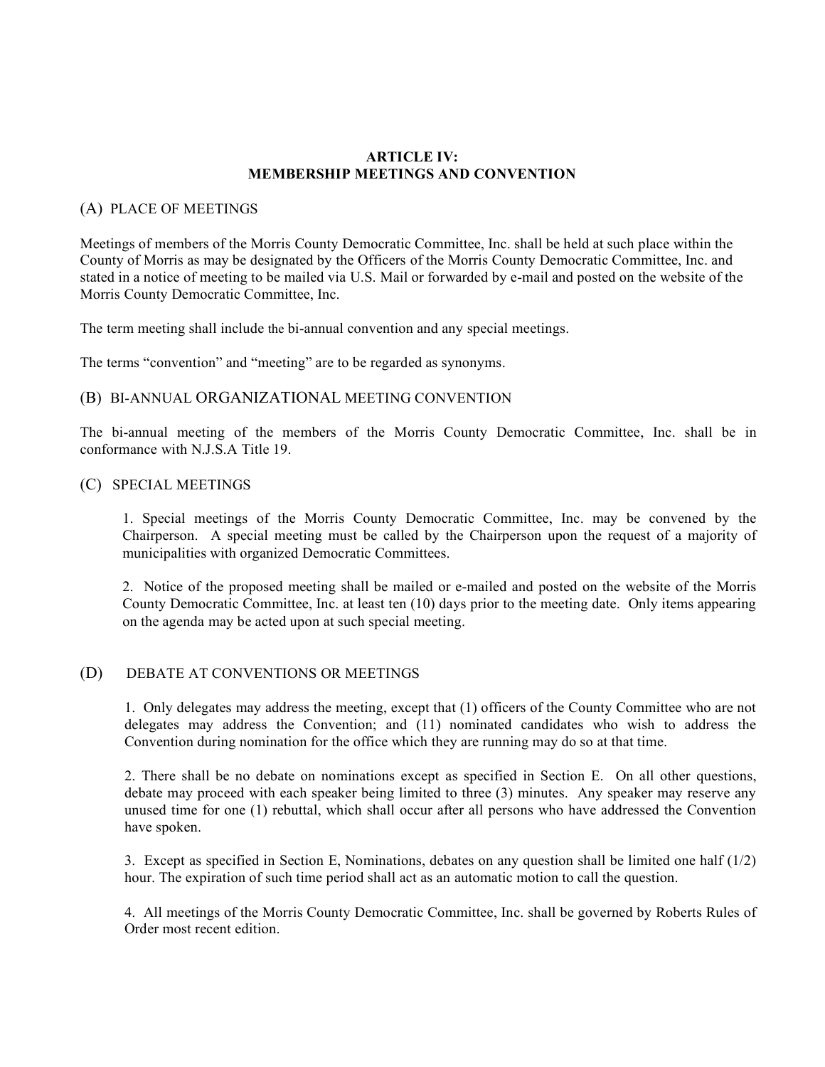## ARTICLE IV: MEMBERSHIP MEETINGS AND CONVENTION

### (A) PLACE OF MEETINGS

Meetings of members of the Morris County Democratic Committee, Inc. shall be held at such place within the County of Morris as may be designated by the Officers of the Morris County Democratic Committee, Inc. and stated in a notice of meeting to be mailed via U.S. Mail or forwarded by e-mail and posted on the website of the Morris County Democratic Committee, Inc.

The term meeting shall include the bi-annual convention and any special meetings.

The terms "convention" and "meeting" are to be regarded as synonyms.

### (B) BI-ANNUAL ORGANIZATIONAL MEETING CONVENTION

The bi-annual meeting of the members of the Morris County Democratic Committee, Inc. shall be in conformance with N.J.S.A Title 19.

### (C) SPECIAL MEETINGS

1. Special meetings of the Morris County Democratic Committee, Inc. may be convened by the Chairperson. A special meeting must be called by the Chairperson upon the request of a majority of municipalities with organized Democratic Committees.

2. Notice of the proposed meeting shall be mailed or e-mailed and posted on the website of the Morris County Democratic Committee, Inc. at least ten (10) days prior to the meeting date. Only items appearing on the agenda may be acted upon at such special meeting.

### (D) DEBATE AT CONVENTIONS OR MEETINGS

1. Only delegates may address the meeting, except that (1) officers of the County Committee who are not delegates may address the Convention; and (11) nominated candidates who wish to address the Convention during nomination for the office which they are running may do so at that time.

2. There shall be no debate on nominations except as specified in Section E. On all other questions, debate may proceed with each speaker being limited to three (3) minutes. Any speaker may reserve any unused time for one (1) rebuttal, which shall occur after all persons who have addressed the Convention have spoken.

3. Except as specified in Section E, Nominations, debates on any question shall be limited one half (1/2) hour. The expiration of such time period shall act as an automatic motion to call the question.

4. All meetings of the Morris County Democratic Committee, Inc. shall be governed by Roberts Rules of Order most recent edition.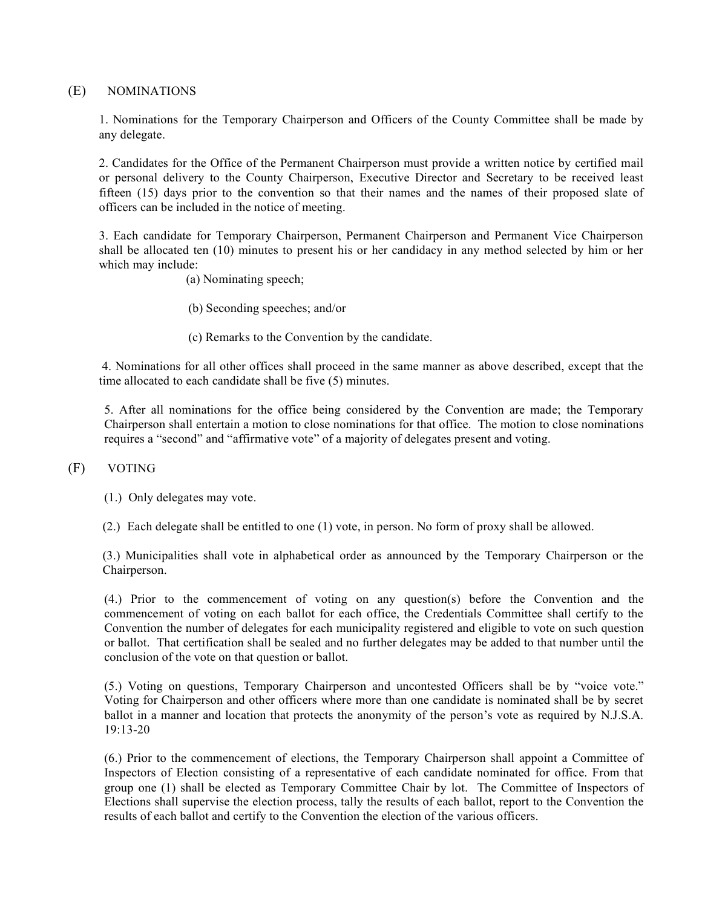## (E) NOMINATIONS

1. Nominations for the Temporary Chairperson and Officers of the County Committee shall be made by any delegate.

2. Candidates for the Office of the Permanent Chairperson must provide a written notice by certified mail or personal delivery to the County Chairperson, Executive Director and Secretary to be received least fifteen (15) days prior to the convention so that their names and the names of their proposed slate of officers can be included in the notice of meeting.

3. Each candidate for Temporary Chairperson, Permanent Chairperson and Permanent Vice Chairperson shall be allocated ten (10) minutes to present his or her candidacy in any method selected by him or her which may include:

   (a) Nominating speech;

   (b) Seconding speeches; and/or

   (c) Remarks to the Convention by the candidate.

4. Nominations for all other offices shall proceed in the same manner as above described, except that the time allocated to each candidate shall be five (5) minutes.

5. After all nominations for the office being considered by the Convention are made; the Temporary Chairperson shall entertain a motion to close nominations for that office. The motion to close nominations requires a "second" and "affirmative vote" of a majority of delegates present and voting.

## (F) VOTING

(1.) Only delegates may vote.

(2.) Each delegate shall be entitled to one (1) vote, in person. No form of proxy shall be allowed.

(3.) Municipalities shall vote in alphabetical order as announced by the Temporary Chairperson or the Chairperson.

(4.) Prior to the commencement of voting on any question(s) before the Convention and the commencement of voting on each ballot for each office, the Credentials Committee shall certify to the Convention the number of delegates for each municipality registered and eligible to vote on such question or ballot. That certification shall be sealed and no further delegates may be added to that number until the conclusion of the vote on that question or ballot.

(5.) Voting on questions, Temporary Chairperson and uncontested Officers shall be by "voice vote." Voting for Chairperson and other officers where more than one candidate is nominated shall be by secret ballot in a manner and location that protects the anonymity of the person's vote as required by N.J.S.A. 19:13-20

(6.) Prior to the commencement of elections, the Temporary Chairperson shall appoint a Committee of Inspectors of Election consisting of a representative of each candidate nominated for office. From that group one (1) shall be elected as Temporary Committee Chair by lot. The Committee of Inspectors of Elections shall supervise the election process, tally the results of each ballot, report to the Convention the results of each ballot and certify to the Convention the election of the various officers.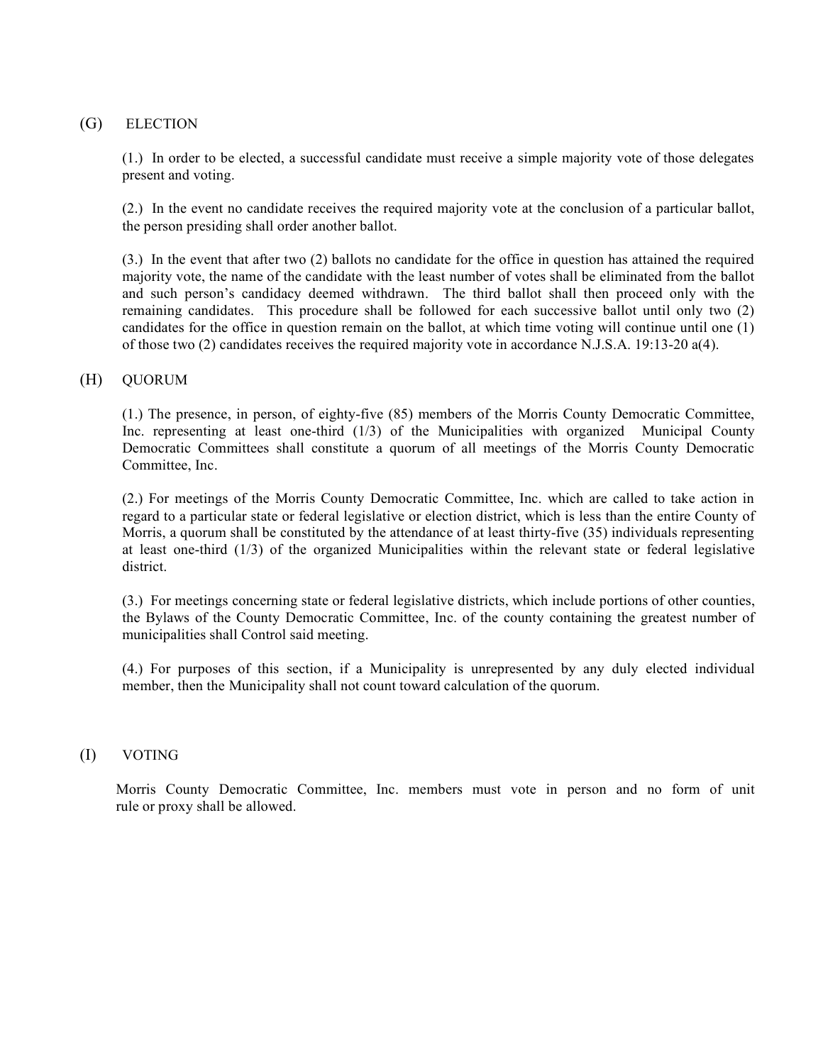## (G) ELECTION

(1.) In order to be elected, a successful candidate must receive a simple majority vote of those delegates present and voting.

(2.) In the event no candidate receives the required majority vote at the conclusion of a particular ballot, the person presiding shall order another ballot.

(3.) In the event that after two (2) ballots no candidate for the office in question has attained the required majority vote, the name of the candidate with the least number of votes shall be eliminated from the ballot and such person's candidacy deemed withdrawn. The third ballot shall then proceed only with the remaining candidates. This procedure shall be followed for each successive ballot until only two (2) candidates for the office in question remain on the ballot, at which time voting will continue until one (1) of those two (2) candidates receives the required majority vote in accordance N.J.S.A. 19:13-20 a(4).

## (H) QUORUM

(1.) The presence, in person, of eighty-five (85) members of the Morris County Democratic Committee, Inc. representing at least one-third (1/3) of the Municipalities with organized Municipal County Democratic Committees shall constitute a quorum of all meetings of the Morris County Democratic Committee, Inc.

(2.) For meetings of the Morris County Democratic Committee, Inc. which are called to take action in regard to a particular state or federal legislative or election district, which is less than the entire County of Morris, a quorum shall be constituted by the attendance of at least thirty-five (35) individuals representing at least one-third (1/3) of the organized Municipalities within the relevant state or federal legislative district.

(3.) For meetings concerning state or federal legislative districts, which include portions of other counties, the Bylaws of the County Democratic Committee, Inc. of the county containing the greatest number of municipalities shall Control said meeting.

(4.) For purposes of this section, if a Municipality is unrepresented by any duly elected individual member, then the Municipality shall not count toward calculation of the quorum.

## (I) VOTING

Morris County Democratic Committee, Inc. members must vote in person and no form of unit rule or proxy shall be allowed.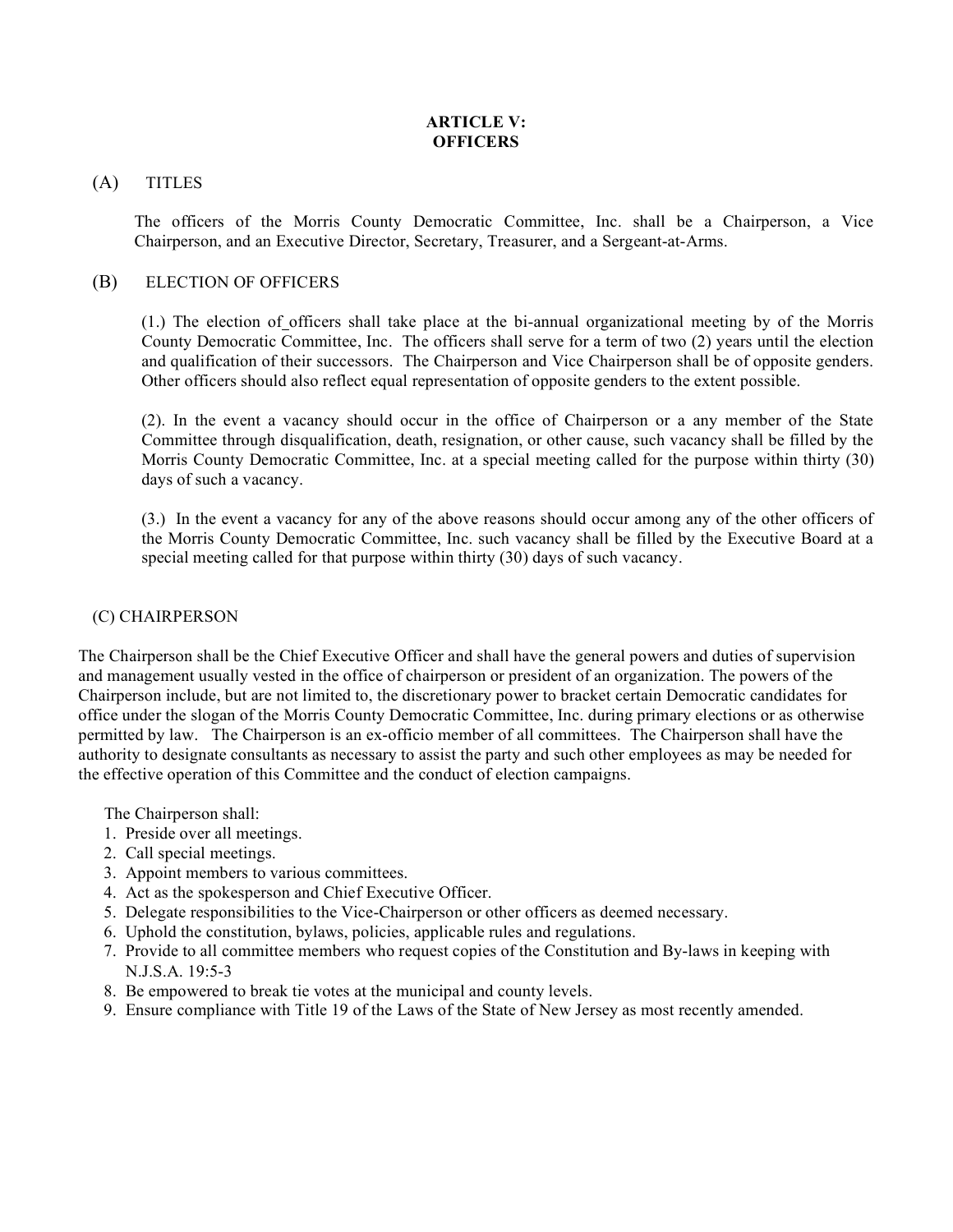## ARTICLE V: OFFICERS

### (A) TITLES

The officers of the Morris County Democratic Committee, Inc. shall be a Chairperson, a Vice Chairperson, and an Executive Director, Secretary, Treasurer, and a Sergeant-at-Arms.

### (B) ELECTION OF OFFICERS

(1.) The election of officers shall take place at the bi-annual organizational meeting by of the Morris County Democratic Committee, Inc. The officers shall serve for a term of two (2) years until the election and qualification of their successors. The Chairperson and Vice Chairperson shall be of opposite genders. Other officers should also reflect equal representation of opposite genders to the extent possible.

(2). In the event a vacancy should occur in the office of Chairperson or a any member of the State Committee through disqualification, death, resignation, or other cause, such vacancy shall be filled by the Morris County Democratic Committee, Inc. at a special meeting called for the purpose within thirty (30) days of such a vacancy.

(3.) In the event a vacancy for any of the above reasons should occur among any of the other officers of the Morris County Democratic Committee, Inc. such vacancy shall be filled by the Executive Board at a special meeting called for that purpose within thirty (30) days of such vacancy.

### (C) CHAIRPERSON

The Chairperson shall be the Chief Executive Officer and shall have the general powers and duties of supervision and management usually vested in the office of chairperson or president of an organization. The powers of the Chairperson include, but are not limited to, the discretionary power to bracket certain Democratic candidates for office under the slogan of the Morris County Democratic Committee, Inc. during primary elections or as otherwise permitted by law. The Chairperson is an ex-officio member of all committees. The Chairperson shall have the authority to designate consultants as necessary to assist the party and such other employees as may be needed for the effective operation of this Committee and the conduct of election campaigns.

The Chairperson shall:

1. Preside over all meetings.
2. Call special meetings.
3. Appoint members to various committees.
4. Act as the spokesperson and Chief Executive Officer.
5. Delegate responsibilities to the Vice-Chairperson or other officers as deemed necessary.
6. Uphold the constitution, bylaws, policies, applicable rules and regulations.
7. Provide to all committee members who request copies of the Constitution and By-laws in keeping with N.J.S.A. 19:5-3
8. Be empowered to break tie votes at the municipal and county levels.
9. Ensure compliance with Title 19 of the Laws of the State of New Jersey as most recently amended.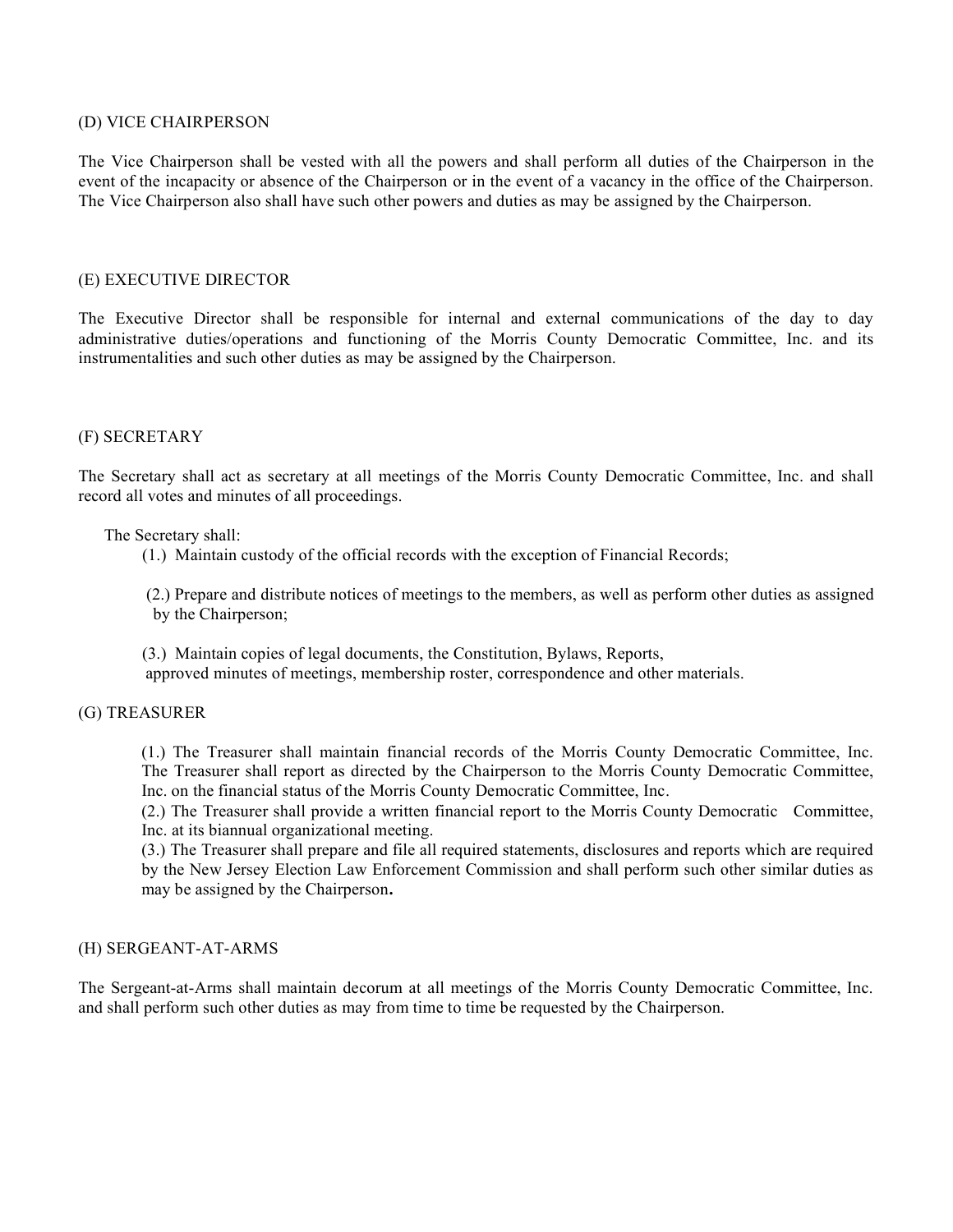### (D) VICE CHAIRPERSON

The Vice Chairperson shall be vested with all the powers and shall perform all duties of the Chairperson in the event of the incapacity or absence of the Chairperson or in the event of a vacancy in the office of the Chairperson. The Vice Chairperson also shall have such other powers and duties as may be assigned by the Chairperson.

### (E) EXECUTIVE DIRECTOR

The Executive Director shall be responsible for internal and external communications of the day to day administrative duties/operations and functioning of the Morris County Democratic Committee, Inc. and its instrumentalities and such other duties as may be assigned by the Chairperson.

### (F) SECRETARY

The Secretary shall act as secretary at all meetings of the Morris County Democratic Committee, Inc. and shall record all votes and minutes of all proceedings.

The Secretary shall:

(1.) Maintain custody of the official records with the exception of Financial Records;

(2.) Prepare and distribute notices of meetings to the members, as well as perform other duties as assigned by the Chairperson;

(3.) Maintain copies of legal documents, the Constitution, Bylaws, Reports, approved minutes of meetings, membership roster, correspondence and other materials.

### (G) TREASURER

(1.) The Treasurer shall maintain financial records of the Morris County Democratic Committee, Inc. The Treasurer shall report as directed by the Chairperson to the Morris County Democratic Committee, Inc. on the financial status of the Morris County Democratic Committee, Inc.

(2.) The Treasurer shall provide a written financial report to the Morris County Democratic Committee, Inc. at its biannual organizational meeting.

(3.) The Treasurer shall prepare and file all required statements, disclosures and reports which are required by the New Jersey Election Law Enforcement Commission and shall perform such other similar duties as may be assigned by the Chairperson**.**

### (H) SERGEANT-AT-ARMS

The Sergeant-at-Arms shall maintain decorum at all meetings of the Morris County Democratic Committee, Inc. and shall perform such other duties as may from time to time be requested by the Chairperson.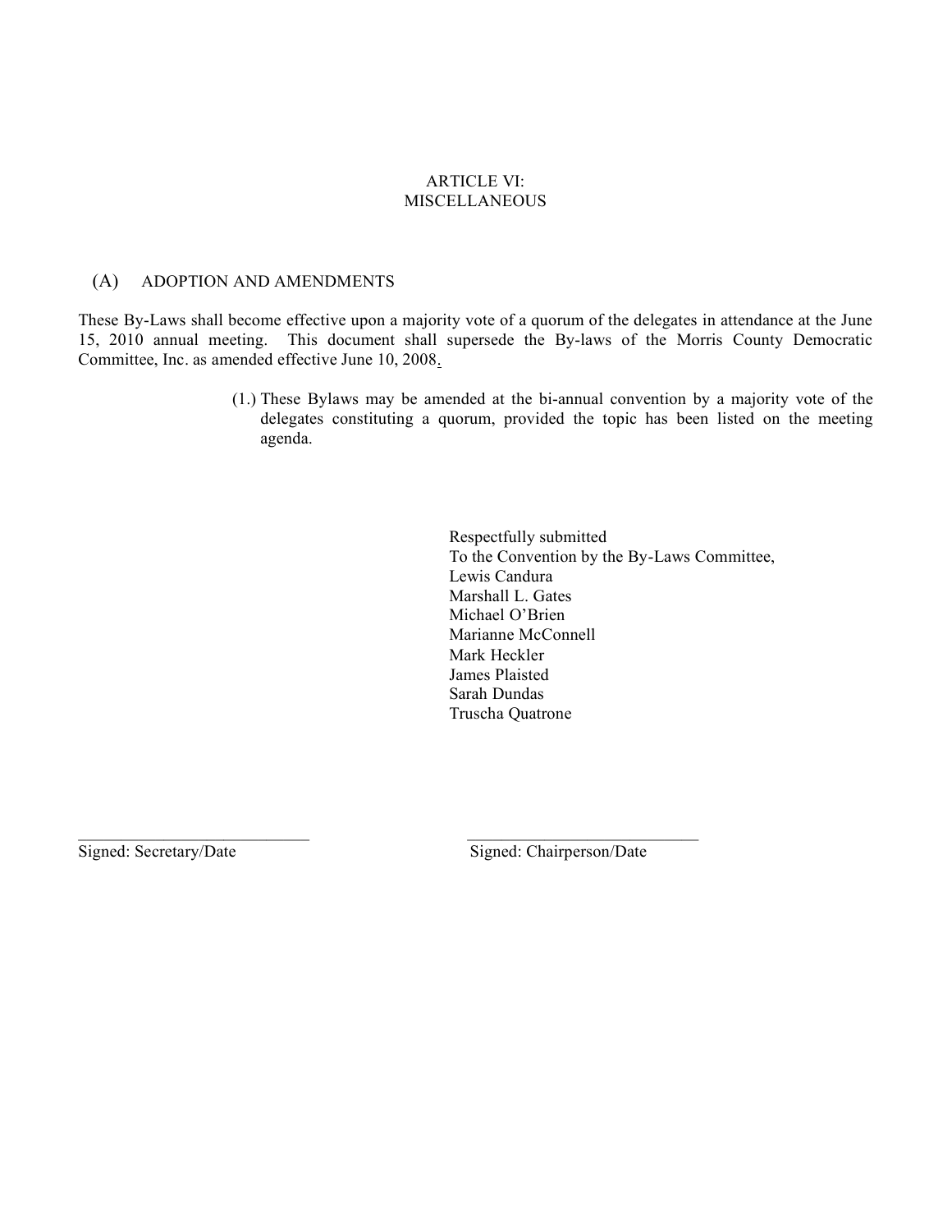## ARTICLE VI:
## MISCELLANEOUS

### (A) ADOPTION AND AMENDMENTS

These By-Laws shall become effective upon a majority vote of a quorum of the delegates in attendance at the June 15, 2010 annual meeting. This document shall supersede the By-laws of the Morris County Democratic Committee, Inc. as amended effective June 10, 2008.

(1.) These Bylaws may be amended at the bi-annual convention by a majority vote of the delegates constituting a quorum, provided the topic has been listed on the meeting agenda.

Respectfully submitted
To the Convention by the By-Laws Committee,
Lewis Candura
Marshall L. Gates
Michael O'Brien
Marianne McConnell
Mark Heckler
James Plaisted
Sarah Dundas
Truscha Quatrone

\_\_\_\_\_\_\_\_\_\_\_\_\_\_\_\_\_\_\_\_\_\_\_\_\_\_\_
Signed: Secretary/Date

\_\_\_\_\_\_\_\_\_\_\_\_\_\_\_\_\_\_\_\_\_\_\_\_\_\_\_
Signed: Chairperson/Date